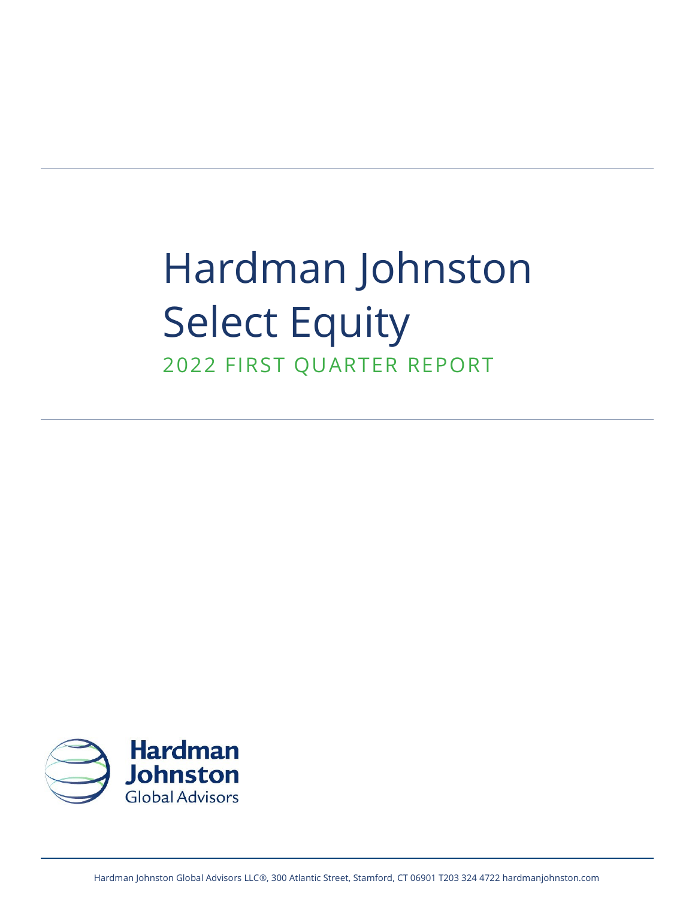# Hardman Johnston Select Equity

## 2022 FIRST QUARTER REPORT

Hardman Johnston Global Advisors

Hardman Johnston Global Advisors LLC®, 300 Atlantic Street, Stamford, CT 06901 T203 324 4722 hardmanjohnston.com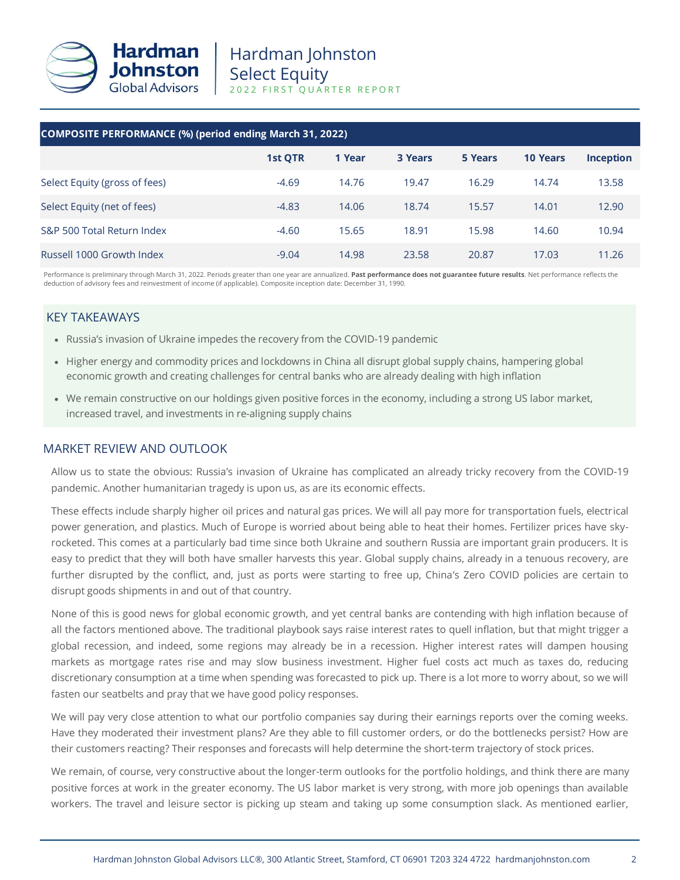# Hardman Johnston Select Equity

2022 FIRST QUARTER REPORT

| COMPOSITE PERFORMANCE (%) (period ending March 31, 2022) | 1st QTR | 1 Year | 3 Years | 5 Years | 10 Years | Inception |
|---|---|---|---|---|---|---|
| Select Equity (gross of fees) | -4.69 | 14.76 | 19.47 | 16.29 | 14.74 | 13.58 |
| Select Equity (net of fees) | -4.83 | 14.06 | 18.74 | 15.57 | 14.01 | 12.90 |
| S&P 500 Total Return Index | -4.60 | 15.65 | 18.91 | 15.98 | 14.60 | 10.94 |
| Russell 1000 Growth Index | -9.04 | 14.98 | 23.58 | 20.87 | 17.03 | 11.26 |

Performance is preliminary through March 31, 2022. Periods greater than one year are annualized. **Past performance does not guarantee future results**. Net performance reflects the deduction of advisory fees and reinvestment of income (if applicable). Composite inception date: December 31, 1990.

## KEY TAKEAWAYS

- Russia's invasion of Ukraine impedes the recovery from the COVID-19 pandemic
- Higher energy and commodity prices and lockdowns in China all disrupt global supply chains, hampering global economic growth and creating challenges for central banks who are already dealing with high inflation
- We remain constructive on our holdings given positive forces in the economy, including a strong US labor market, increased travel, and investments in re-aligning supply chains

## MARKET REVIEW AND OUTLOOK

Allow us to state the obvious: Russia's invasion of Ukraine has complicated an already tricky recovery from the COVID-19 pandemic. Another humanitarian tragedy is upon us, as are its economic effects.

These effects include sharply higher oil prices and natural gas prices. We will all pay more for transportation fuels, electrical power generation, and plastics. Much of Europe is worried about being able to heat their homes. Fertilizer prices have sky-rocketed. This comes at a particularly bad time since both Ukraine and southern Russia are important grain producers. It is easy to predict that they will both have smaller harvests this year. Global supply chains, already in a tenuous recovery, are further disrupted by the conflict, and, just as ports were starting to free up, China's Zero COVID policies are certain to disrupt goods shipments in and out of that country.

None of this is good news for global economic growth, and yet central banks are contending with high inflation because of all the factors mentioned above. The traditional playbook says raise interest rates to quell inflation, but that might trigger a global recession, and indeed, some regions may already be in a recession. Higher interest rates will dampen housing markets as mortgage rates rise and may slow business investment. Higher fuel costs act much as taxes do, reducing discretionary consumption at a time when spending was forecasted to pick up. There is a lot more to worry about, so we will fasten our seatbelts and pray that we have good policy responses.

We will pay very close attention to what our portfolio companies say during their earnings reports over the coming weeks. Have they moderated their investment plans? Are they able to fill customer orders, or do the bottlenecks persist? How are their customers reacting? Their responses and forecasts will help determine the short-term trajectory of stock prices.

We remain, of course, very constructive about the longer-term outlooks for the portfolio holdings, and think there are many positive forces at work in the greater economy. The US labor market is very strong, with more job openings than available workers. The travel and leisure sector is picking up steam and taking up some consumption slack. As mentioned earlier,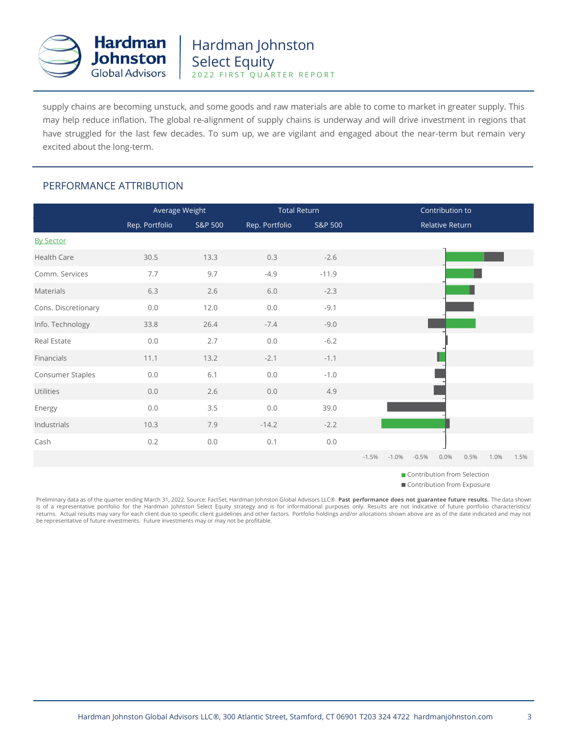supply chains are becoming unstuck, and some goods and raw materials are able to come to market in greater supply. This may help reduce inflation. The global re-alignment of supply chains is underway and will drive investment in regions that have struggled for the last few decades. To sum up, we are vigilant and engaged about the near-term but remain very excited about the long-term.

## PERFORMANCE ATTRIBUTION

| | Average Weight | | Total Return | | Contribution to Relative Return |
|---|---|---|---|---|---|
| | Rep. Portfolio | S&P 500 | Rep. Portfolio | S&P 500 | |
| By Sector | | | | | |
| Health Care | 30.5 | 13.3 | 0.3 | -2.6 | |
| Comm. Services | 7.7 | 9.7 | -4.9 | -11.9 | |
| Materials | 6.3 | 2.6 | 6.0 | -2.3 | |
| Cons. Discretionary | 0.0 | 12.0 | 0.0 | -9.1 | |
| Info. Technology | 33.8 | 26.4 | -7.4 | -9.0 | |
| Real Estate | 0.0 | 2.7 | 0.0 | -6.2 | |
| Financials | 11.1 | 13.2 | -2.1 | -1.1 | |
| Consumer Staples | 0.0 | 6.1 | 0.0 | -1.0 | |
| Utilities | 0.0 | 2.6 | 0.0 | 4.9 | |
| Energy | 0.0 | 3.5 | 0.0 | 39.0 | |
| Industrials | 10.3 | 7.9 | -14.2 | -2.2 | |
| Cash | 0.2 | 0.0 | 0.1 | 0.0 | |

-1.5% -1.0% -0.5% 0.0% 0.5% 1.0% 1.5%

■ Contribution from Selection
■ Contribution from Exposure

Preliminary data as of the quarter ending March 31, 2022. Source: FactSet, Hardman Johnston Global Advisors LLC®. **Past performance does not guarantee future results.** The data shown is of a representative portfolio for the Hardman Johnston Select Equity strategy and is for informational purposes only. Results are not indicative of future portfolio characteristics/ returns. Actual results may vary for each client due to specific client guidelines and other factors. Portfolio holdings and/or allocations shown above are as of the date indicated and may not be representative of future investments. Future investments may or may not be profitable.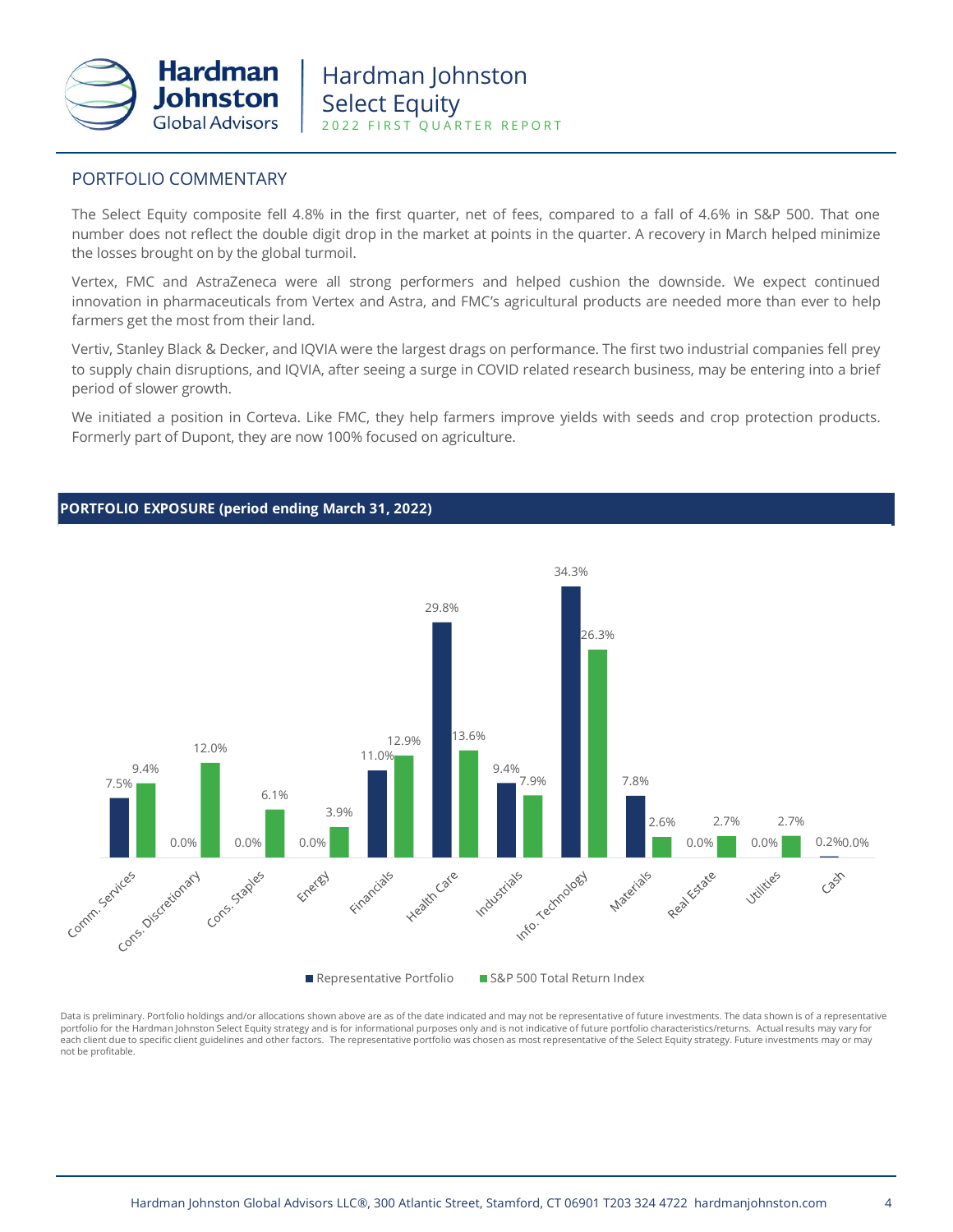# Hardman Johnston Select Equity

2022 FIRST QUARTER REPORT

## PORTFOLIO COMMENTARY

The Select Equity composite fell 4.8% in the first quarter, net of fees, compared to a fall of 4.6% in S&P 500. That one number does not reflect the double digit drop in the market at points in the quarter. A recovery in March helped minimize the losses brought on by the global turmoil.

Vertex, FMC and AstraZeneca were all strong performers and helped cushion the downside. We expect continued innovation in pharmaceuticals from Vertex and Astra, and FMC's agricultural products are needed more than ever to help farmers get the most from their land.

Vertiv, Stanley Black & Decker, and IQVIA were the largest drags on performance. The first two industrial companies fell prey to supply chain disruptions, and IQVIA, after seeing a surge in COVID related research business, may be entering into a brief period of slower growth.

We initiated a position in Corteva. Like FMC, they help farmers improve yields with seeds and crop protection products. Formerly part of Dupont, they are now 100% focused on agriculture.

## PORTFOLIO EXPOSURE (period ending March 31, 2022)

| Sector | Representative Portfolio | S&P 500 Total Return Index |
|---|---|---|
| Comm. Services | 7.5% | 9.4% |
| Cons. Discretionary | 0.0% | 12.0% |
| Cons. Staples | 0.0% | 6.1% |
| Energy | 0.0% | 3.9% |
| Financials | 11.0% | 12.9% |
| Health Care | 29.8% | 13.6% |
| Industrials | 9.4% | 7.9% |
| Info. Technology | 34.3% | 26.3% |
| Materials | 7.8% | 2.6% |
| Real Estate | 0.0% | 2.7% |
| Utilities | 0.0% | 2.7% |
| Cash | 0.2% | 0.0% |

Data is preliminary. Portfolio holdings and/or allocations shown above are as of the date indicated and may not be representative of future investments. The data shown is of a representative portfolio for the Hardman Johnston Select Equity strategy and is for informational purposes only and is not indicative of future portfolio characteristics/returns. Actual results may vary for each client due to specific client guidelines and other factors. The representative portfolio was chosen as most representative of the Select Equity strategy. Future investments may or may not be profitable.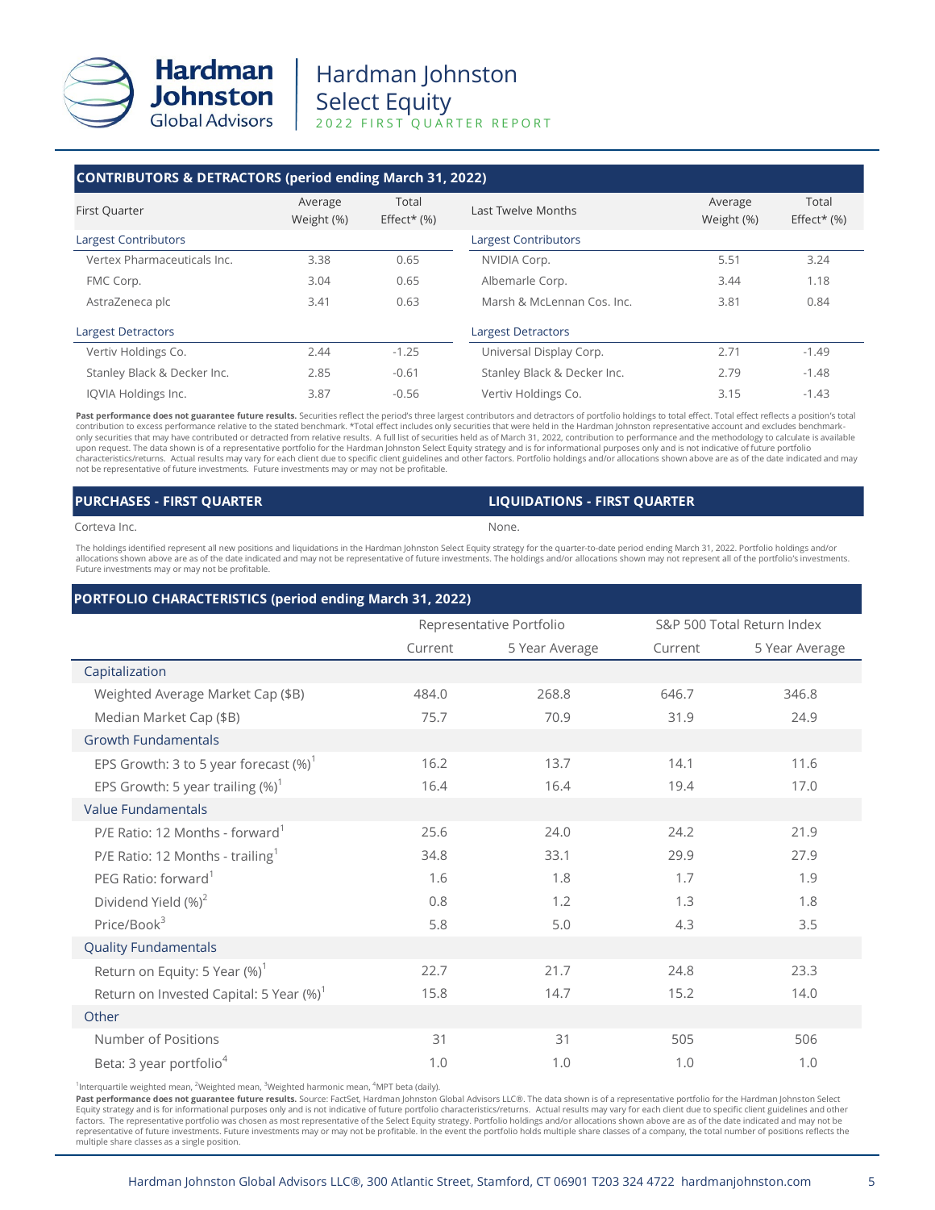## CONTRIBUTORS & DETRACTORS (period ending March 31, 2022)

| First Quarter | Average Weight (%) | Total Effect* (%) |
|---|---|---|
| **Largest Contributors** | | |
| Vertex Pharmaceuticals Inc. | 3.38 | 0.65 |
| FMC Corp. | 3.04 | 0.65 |
| AstraZeneca plc | 3.41 | 0.63 |
| **Largest Detractors** | | |
| Vertiv Holdings Co. | 2.44 | -1.25 |
| Stanley Black & Decker Inc. | 2.85 | -0.61 |
| IQVIA Holdings Inc. | 3.87 | -0.56 |

| Last Twelve Months | Average Weight (%) | Total Effect* (%) |
|---|---|---|
| **Largest Contributors** | | |
| NVIDIA Corp. | 5.51 | 3.24 |
| Albemarle Corp. | 3.44 | 1.18 |
| Marsh & McLennan Cos. Inc. | 3.81 | 0.84 |
| **Largest Detractors** | | |
| Universal Display Corp. | 2.71 | -1.49 |
| Stanley Black & Decker Inc. | 2.79 | -1.48 |
| Vertiv Holdings Co. | 3.15 | -1.43 |

**Past performance does not guarantee future results.** Securities reflect the period's three largest contributors and detractors of portfolio holdings to total effect. Total effect reflects a position's total contribution to excess performance relative to the stated benchmark. *Total effect includes only securities that were held in the Hardman Johnston representative account and excludes benchmark-only securities that may have contributed or detracted from relative results. A full list of securities held as of March 31, 2022, contribution to performance and the methodology to calculate is available upon request. The data shown is of a representative portfolio for the Hardman Johnston Select Equity strategy and is for informational purposes only and is not indicative of future portfolio characteristics/returns. Actual results may vary for each client due to specific client guidelines and other factors. Portfolio holdings and/or allocations shown above are as of the date indicated and may not be representative of future investments. Future investments may or may not be profitable.

## PURCHASES - FIRST QUARTER

Corteva Inc.

## LIQUIDATIONS - FIRST QUARTER

None.

The holdings identified represent all new positions and liquidations in the Hardman Johnston Select Equity strategy for the quarter-to-date period ending March 31, 2022. Portfolio holdings and/or allocations shown above are as of the date indicated and may not be representative of future investments. The holdings and/or allocations shown may not represent all of the portfolio's investments. Future investments may or may not be profitable.

## PORTFOLIO CHARACTERISTICS (period ending March 31, 2022)

| | Representative Portfolio | | S&P 500 Total Return Index | |
|---|---|---|---|---|
| | Current | 5 Year Average | Current | 5 Year Average |
| **Capitalization** | | | | |
| Weighted Average Market Cap ($B) | 484.0 | 268.8 | 646.7 | 346.8 |
| Median Market Cap ($B) | 75.7 | 70.9 | 31.9 | 24.9 |
| **Growth Fundamentals** | | | | |
| EPS Growth: 3 to 5 year forecast (%)[1] | 16.2 | 13.7 | 14.1 | 11.6 |
| EPS Growth: 5 year trailing (%)[1] | 16.4 | 16.4 | 19.4 | 17.0 |
| **Value Fundamentals** | | | | |
| P/E Ratio: 12 Months - forward[1] | 25.6 | 24.0 | 24.2 | 21.9 |
| P/E Ratio: 12 Months - trailing[1] | 34.8 | 33.1 | 29.9 | 27.9 |
| PEG Ratio: forward[1] | 1.6 | 1.8 | 1.7 | 1.9 |
| Dividend Yield (%)[2] | 0.8 | 1.2 | 1.3 | 1.8 |
| Price/Book[3] | 5.8 | 5.0 | 4.3 | 3.5 |
| **Quality Fundamentals** | | | | |
| Return on Equity: 5 Year (%)[1] | 22.7 | 21.7 | 24.8 | 23.3 |
| Return on Invested Capital: 5 Year (%)[1] | 15.8 | 14.7 | 15.2 | 14.0 |
| **Other** | | | | |
| Number of Positions | 31 | 31 | 505 | 506 |
| Beta: 3 year portfolio[4] | 1.0 | 1.0 | 1.0 | 1.0 |

[1]Interquartile weighted mean, [2]Weighted mean, [3]Weighted harmonic mean, [4]MPT beta (daily).

**Past performance does not guarantee future results.** Source: FactSet, Hardman Johnston Global Advisors LLC®. The data shown is of a representative portfolio for the Hardman Johnston Select Equity strategy and is for informational purposes only and is not indicative of future portfolio characteristics/returns. Actual results may vary for each client due to specific client guidelines and other factors. The representative portfolio was chosen as most representative of the Select Equity strategy. Portfolio holdings and/or allocations shown above are as of the date indicated and may not be representative of future investments. Future investments may or may not be profitable. In the event the portfolio holds multiple share classes of a company, the total number of positions reflects the multiple share classes as a single position.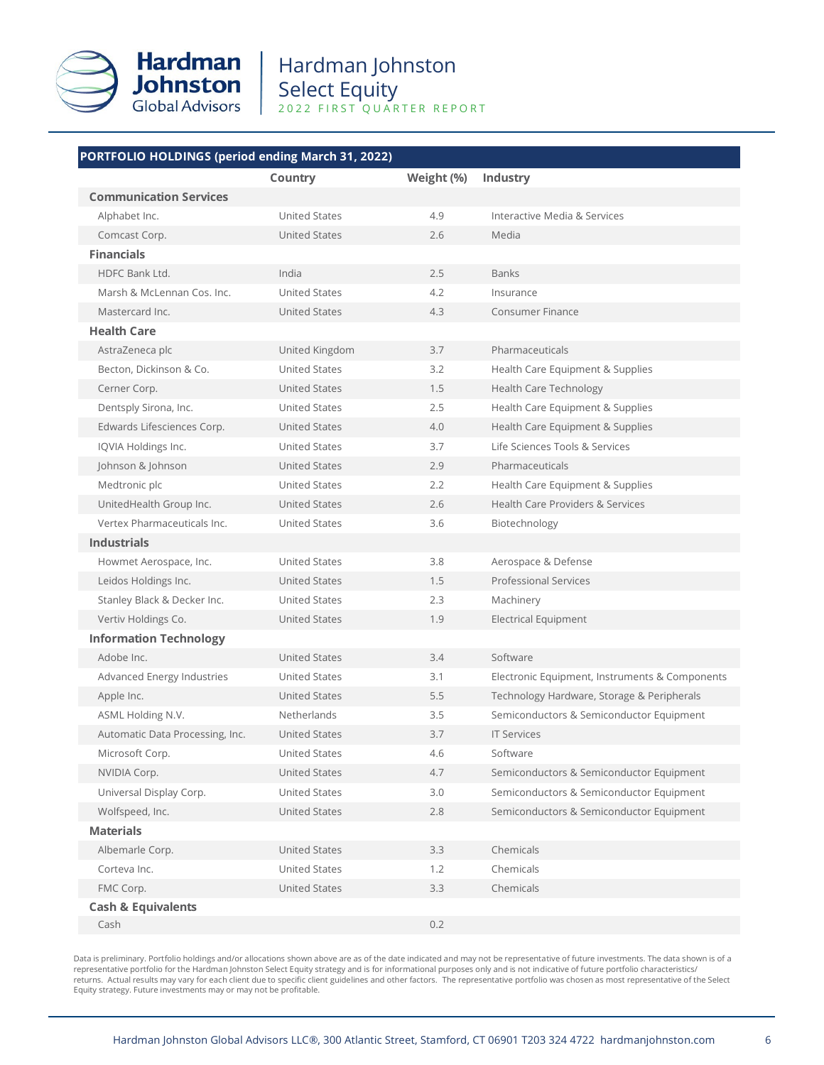## PORTFOLIO HOLDINGS (period ending March 31, 2022)

| | Country | Weight (%) | Industry |
|---|---|---|---|
| **Communication Services** | | | |
| Alphabet Inc. | United States | 4.9 | Interactive Media & Services |
| Comcast Corp. | United States | 2.6 | Media |
| **Financials** | | | |
| HDFC Bank Ltd. | India | 2.5 | Banks |
| Marsh & McLennan Cos. Inc. | United States | 4.2 | Insurance |
| Mastercard Inc. | United States | 4.3 | Consumer Finance |
| **Health Care** | | | |
| AstraZeneca plc | United Kingdom | 3.7 | Pharmaceuticals |
| Becton, Dickinson & Co. | United States | 3.2 | Health Care Equipment & Supplies |
| Cerner Corp. | United States | 1.5 | Health Care Technology |
| Dentsply Sirona, Inc. | United States | 2.5 | Health Care Equipment & Supplies |
| Edwards Lifesciences Corp. | United States | 4.0 | Health Care Equipment & Supplies |
| IQVIA Holdings Inc. | United States | 3.7 | Life Sciences Tools & Services |
| Johnson & Johnson | United States | 2.9 | Pharmaceuticals |
| Medtronic plc | United States | 2.2 | Health Care Equipment & Supplies |
| UnitedHealth Group Inc. | United States | 2.6 | Health Care Providers & Services |
| Vertex Pharmaceuticals Inc. | United States | 3.6 | Biotechnology |
| **Industrials** | | | |
| Howmet Aerospace, Inc. | United States | 3.8 | Aerospace & Defense |
| Leidos Holdings Inc. | United States | 1.5 | Professional Services |
| Stanley Black & Decker Inc. | United States | 2.3 | Machinery |
| Vertiv Holdings Co. | United States | 1.9 | Electrical Equipment |
| **Information Technology** | | | |
| Adobe Inc. | United States | 3.4 | Software |
| Advanced Energy Industries | United States | 3.1 | Electronic Equipment, Instruments & Components |
| Apple Inc. | United States | 5.5 | Technology Hardware, Storage & Peripherals |
| ASML Holding N.V. | Netherlands | 3.5 | Semiconductors & Semiconductor Equipment |
| Automatic Data Processing, Inc. | United States | 3.7 | IT Services |
| Microsoft Corp. | United States | 4.6 | Software |
| NVIDIA Corp. | United States | 4.7 | Semiconductors & Semiconductor Equipment |
| Universal Display Corp. | United States | 3.0 | Semiconductors & Semiconductor Equipment |
| Wolfspeed, Inc. | United States | 2.8 | Semiconductors & Semiconductor Equipment |
| **Materials** | | | |
| Albemarle Corp. | United States | 3.3 | Chemicals |
| Corteva Inc. | United States | 1.2 | Chemicals |
| FMC Corp. | United States | 3.3 | Chemicals |
| **Cash & Equivalents** | | | |
| Cash | | 0.2 | |

Data is preliminary. Portfolio holdings and/or allocations shown above are as of the date indicated and may not be representative of future investments. The data shown is of a representative portfolio for the Hardman Johnston Select Equity strategy and is for informational purposes only and is not indicative of future portfolio characteristics/returns. Actual results may vary for each client due to specific client guidelines and other factors. The representative portfolio was chosen as most representative of the Select Equity strategy. Future investments may or may not be profitable.